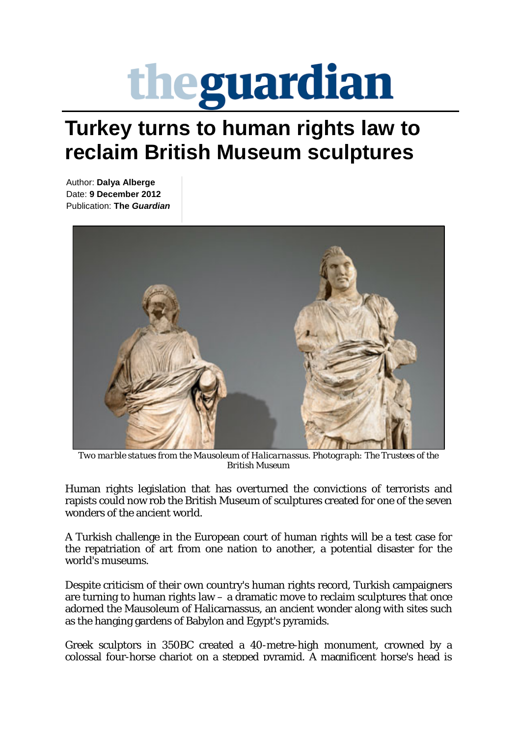# theguardian

## Turkey turns to human rights law to reclaim British Museum sculptures

Author: **Dalya Alberge**
Date: **9 December 2012**
Publication: **The *Guardian***

*Two marble statues from the Mausoleum of Halicarnassus. Photograph: The Trustees of the British Museum*

Human rights legislation that has overturned the convictions of terrorists and rapists could now rob the British Museum of sculptures created for one of the seven wonders of the ancient world.

A Turkish challenge in the European court of human rights will be a test case for the repatriation of art from one nation to another, a potential disaster for the world's museums.

Despite criticism of their own country's human rights record, Turkish campaigners are turning to human rights law – a dramatic move to reclaim sculptures that once adorned the Mausoleum of Halicarnassus, an ancient wonder along with sites such as the hanging gardens of Babylon and Egypt's pyramids.

Greek sculptors in 350BC created a 40-metre-high monument, crowned by a colossal four-horse chariot on a stepped pyramid. A magnificent horse's head is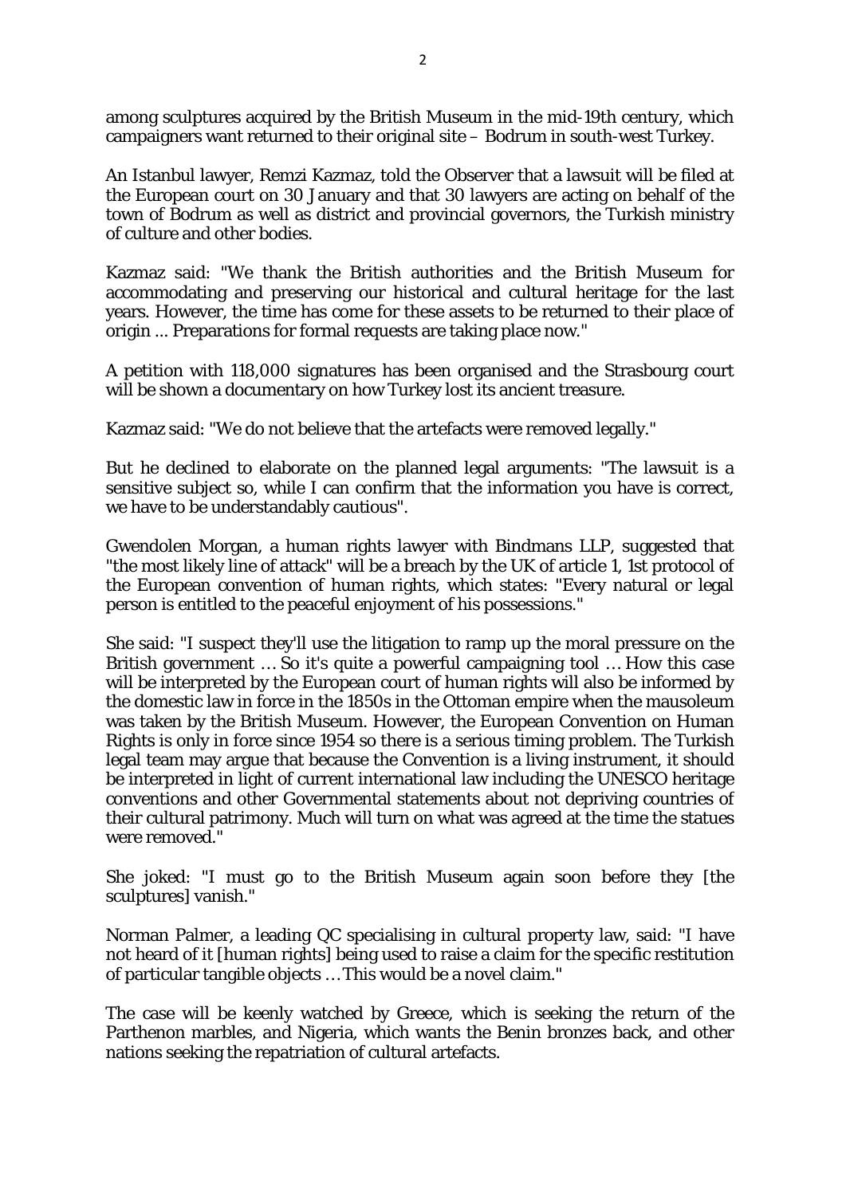among sculptures acquired by the British Museum in the mid-19th century, which campaigners want returned to their original site – Bodrum in south-west Turkey.

An Istanbul lawyer, Remzi Kazmaz, told the Observer that a lawsuit will be filed at the European court on 30 January and that 30 lawyers are acting on behalf of the town of Bodrum as well as district and provincial governors, the Turkish ministry of culture and other bodies.

Kazmaz said: "We thank the British authorities and the British Museum for accommodating and preserving our historical and cultural heritage for the last years. However, the time has come for these assets to be returned to their place of origin ... Preparations for formal requests are taking place now."

A petition with 118,000 signatures has been organised and the Strasbourg court will be shown a documentary on how Turkey lost its ancient treasure.

Kazmaz said: "We do not believe that the artefacts were removed legally."

But he declined to elaborate on the planned legal arguments: "The lawsuit is a sensitive subject so, while I can confirm that the information you have is correct, we have to be understandably cautious".

Gwendolen Morgan, a human rights lawyer with Bindmans LLP, suggested that "the most likely line of attack" will be a breach by the UK of article 1, 1st protocol of the European convention of human rights, which states: "Every natural or legal person is entitled to the peaceful enjoyment of his possessions."

She said: "I suspect they'll use the litigation to ramp up the moral pressure on the British government … So it's quite a powerful campaigning tool … How this case will be interpreted by the European court of human rights will also be informed by the domestic law in force in the 1850s in the Ottoman empire when the mausoleum was taken by the British Museum. However, the European Convention on Human Rights is only in force since 1954 so there is a serious timing problem. The Turkish legal team may argue that because the Convention is a living instrument, it should be interpreted in light of current international law including the UNESCO heritage conventions and other Governmental statements about not depriving countries of their cultural patrimony. Much will turn on what was agreed at the time the statues were removed."

She joked: "I must go to the British Museum again soon before they [the sculptures] vanish."

Norman Palmer, a leading QC specialising in cultural property law, said: "I have not heard of it [human rights] being used to raise a claim for the specific restitution of particular tangible objects … This would be a novel claim."

The case will be keenly watched by Greece, which is seeking the return of the Parthenon marbles, and Nigeria, which wants the Benin bronzes back, and other nations seeking the repatriation of cultural artefacts.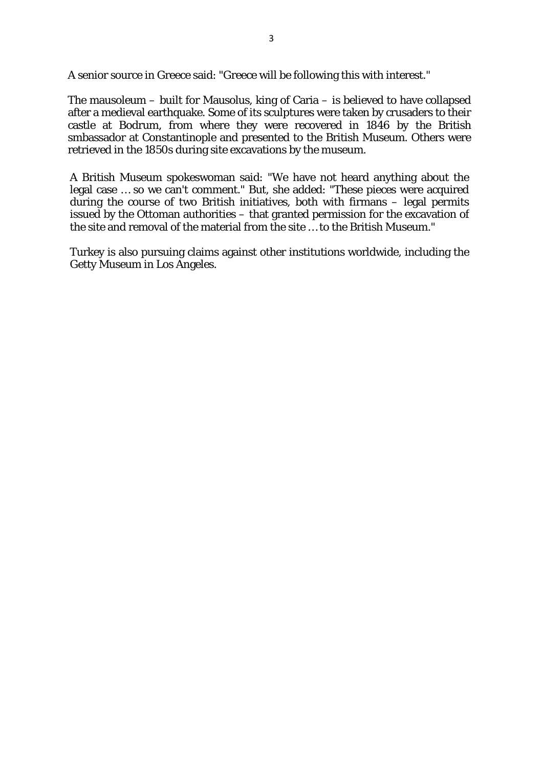A senior source in Greece said: "Greece will be following this with interest."

The mausoleum – built for Mausolus, king of Caria – is believed to have collapsed after a medieval earthquake. Some of its sculptures were taken by crusaders to their castle at Bodrum, from where they were recovered in 1846 by the British smbassador at Constantinople and presented to the British Museum. Others were retrieved in the 1850s during site excavations by the museum.

A British Museum spokeswoman said: "We have not heard anything about the legal case … so we can't comment." But, she added: "These pieces were acquired during the course of two British initiatives, both with firmans – legal permits issued by the Ottoman authorities – that granted permission for the excavation of the site and removal of the material from the site … to the British Museum."

Turkey is also pursuing claims against other institutions worldwide, including the Getty Museum in Los Angeles.